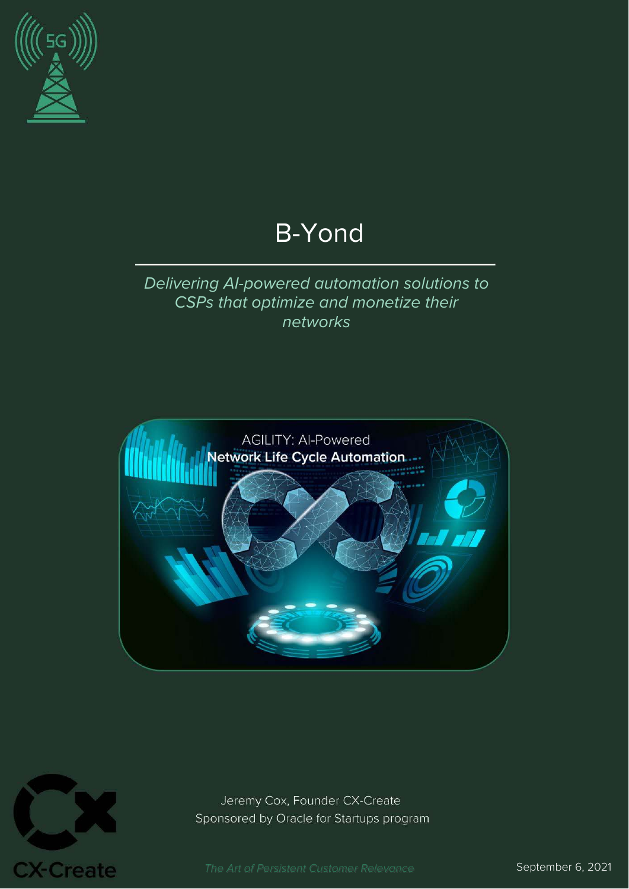# B-Yond

*Delivering AI-powered automation solutions to CSPs that optimize and monetize their networks*

AGILITY: AI-Powered
**Network Life Cycle Automation**

Jeremy Cox, Founder CX-Create
Sponsored by Oracle for Startups program

CX-Create

*The Art of Persistent Customer Relevance*

September 6, 2021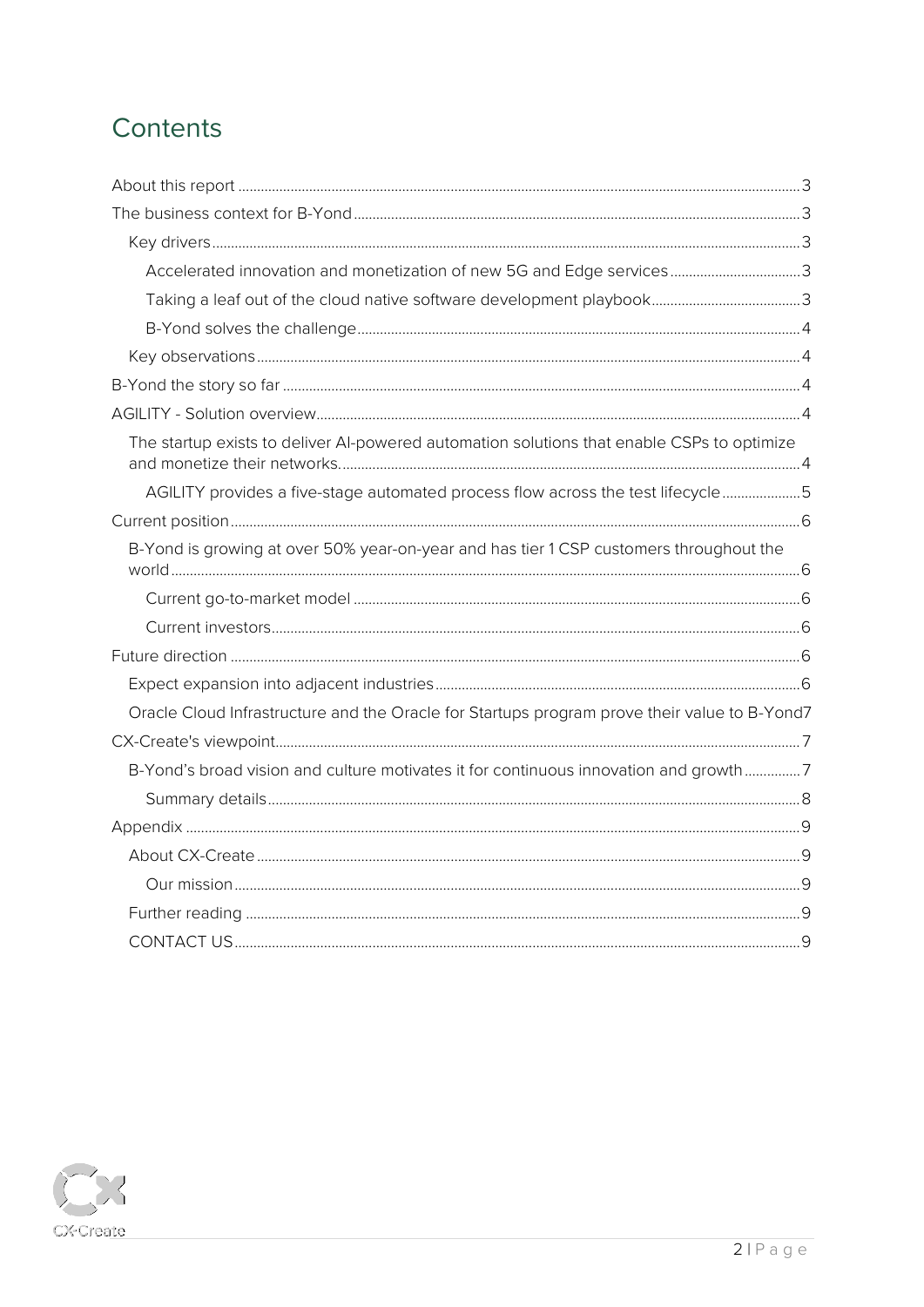# Contents

- About this report ... 3
- The business context for B-Yond ... 3
  - Key drivers ... 3
    - Accelerated innovation and monetization of new 5G and Edge services ... 3
    - Taking a leaf out of the cloud native software development playbook ... 3
    - B-Yond solves the challenge ... 4
  - Key observations ... 4
- B-Yond the story so far ... 4
- AGILITY - Solution overview ... 4
  - The startup exists to deliver AI-powered automation solutions that enable CSPs to optimize and monetize their networks. ... 4
    - AGILITY provides a five-stage automated process flow across the test lifecycle ... 5
- Current position ... 6
  - B-Yond is growing at over 50% year-on-year and has tier 1 CSP customers throughout the world ... 6
    - Current go-to-market model ... 6
    - Current investors ... 6
- Future direction ... 6
  - Expect expansion into adjacent industries ... 6
  - Oracle Cloud Infrastructure and the Oracle for Startups program prove their value to B-Yond ... 7
- CX-Create's viewpoint ... 7
  - B-Yond's broad vision and culture motivates it for continuous innovation and growth ... 7
    - Summary details ... 8
- Appendix ... 9
  - About CX-Create ... 9
    - Our mission ... 9
  - Further reading ... 9
  - CONTACT US ... 9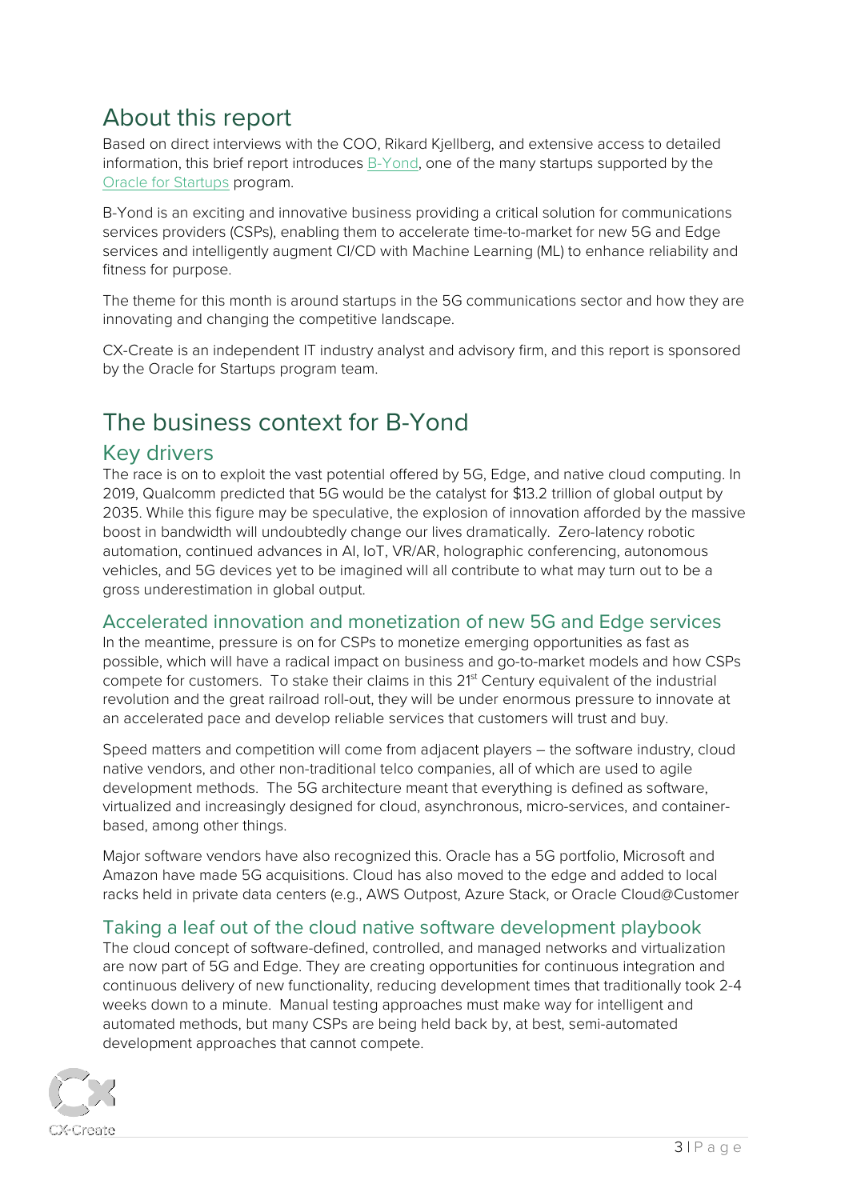# About this report

Based on direct interviews with the COO, Rikard Kjellberg, and extensive access to detailed information, this brief report introduces B-Yond, one of the many startups supported by the Oracle for Startups program.

B-Yond is an exciting and innovative business providing a critical solution for communications services providers (CSPs), enabling them to accelerate time-to-market for new 5G and Edge services and intelligently augment CI/CD with Machine Learning (ML) to enhance reliability and fitness for purpose.

The theme for this month is around startups in the 5G communications sector and how they are innovating and changing the competitive landscape.

CX-Create is an independent IT industry analyst and advisory firm, and this report is sponsored by the Oracle for Startups program team.

# The business context for B-Yond

## Key drivers

The race is on to exploit the vast potential offered by 5G, Edge, and native cloud computing. In 2019, Qualcomm predicted that 5G would be the catalyst for $13.2 trillion of global output by 2035. While this figure may be speculative, the explosion of innovation afforded by the massive boost in bandwidth will undoubtedly change our lives dramatically. Zero-latency robotic automation, continued advances in AI, IoT, VR/AR, holographic conferencing, autonomous vehicles, and 5G devices yet to be imagined will all contribute to what may turn out to be a gross underestimation in global output.

### Accelerated innovation and monetization of new 5G and Edge services

In the meantime, pressure is on for CSPs to monetize emerging opportunities as fast as possible, which will have a radical impact on business and go-to-market models and how CSPs compete for customers. To stake their claims in this 21st Century equivalent of the industrial revolution and the great railroad roll-out, they will be under enormous pressure to innovate at an accelerated pace and develop reliable services that customers will trust and buy.

Speed matters and competition will come from adjacent players – the software industry, cloud native vendors, and other non-traditional telco companies, all of which are used to agile development methods. The 5G architecture meant that everything is defined as software, virtualized and increasingly designed for cloud, asynchronous, micro-services, and container-based, among other things.

Major software vendors have also recognized this. Oracle has a 5G portfolio, Microsoft and Amazon have made 5G acquisitions. Cloud has also moved to the edge and added to local racks held in private data centers (e.g., AWS Outpost, Azure Stack, or Oracle Cloud@Customer

### Taking a leaf out of the cloud native software development playbook

The cloud concept of software-defined, controlled, and managed networks and virtualization are now part of 5G and Edge. They are creating opportunities for continuous integration and continuous delivery of new functionality, reducing development times that traditionally took 2-4 weeks down to a minute. Manual testing approaches must make way for intelligent and automated methods, but many CSPs are being held back by, at best, semi-automated development approaches that cannot compete.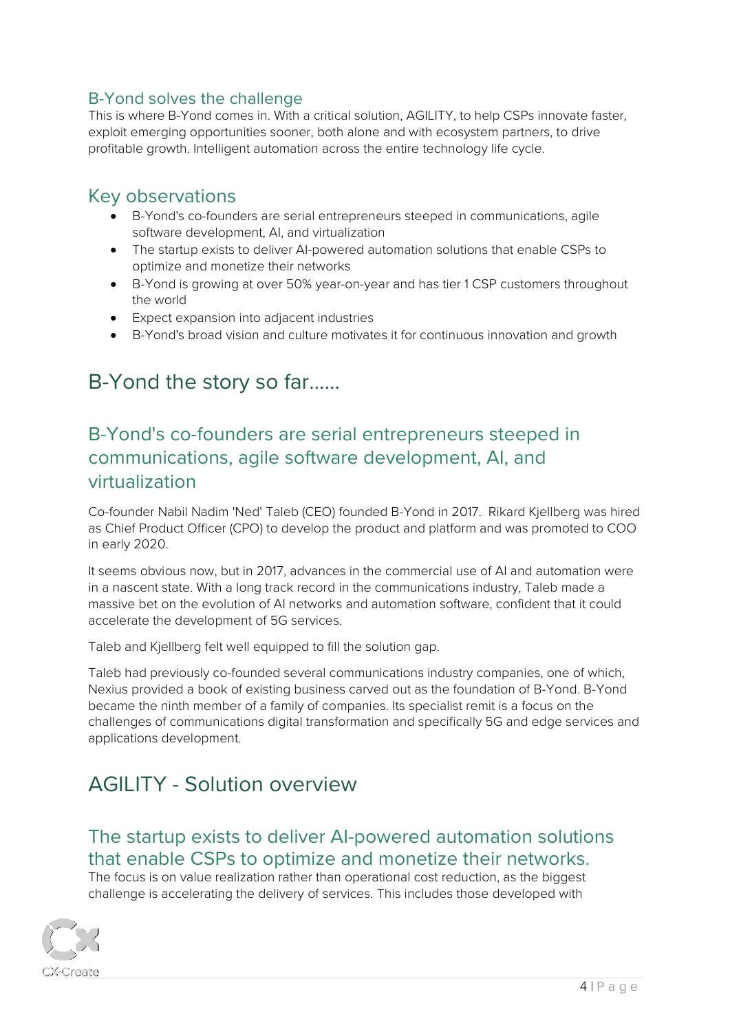### B-Yond solves the challenge

This is where B-Yond comes in. With a critical solution, AGILITY, to help CSPs innovate faster, exploit emerging opportunities sooner, both alone and with ecosystem partners, to drive profitable growth. Intelligent automation across the entire technology life cycle.

## Key observations

- B-Yond's co-founders are serial entrepreneurs steeped in communications, agile software development, AI, and virtualization
- The startup exists to deliver AI-powered automation solutions that enable CSPs to optimize and monetize their networks
- B-Yond is growing at over 50% year-on-year and has tier 1 CSP customers throughout the world
- Expect expansion into adjacent industries
- B-Yond's broad vision and culture motivates it for continuous innovation and growth

# B-Yond the story so far……

## B-Yond's co-founders are serial entrepreneurs steeped in communications, agile software development, AI, and virtualization

Co-founder Nabil Nadim 'Ned' Taleb (CEO) founded B-Yond in 2017. Rikard Kjellberg was hired as Chief Product Officer (CPO) to develop the product and platform and was promoted to COO in early 2020.

It seems obvious now, but in 2017, advances in the commercial use of AI and automation were in a nascent state. With a long track record in the communications industry, Taleb made a massive bet on the evolution of AI networks and automation software, confident that it could accelerate the development of 5G services.

Taleb and Kjellberg felt well equipped to fill the solution gap.

Taleb had previously co-founded several communications industry companies, one of which, Nexius provided a book of existing business carved out as the foundation of B-Yond. B-Yond became the ninth member of a family of companies. Its specialist remit is a focus on the challenges of communications digital transformation and specifically 5G and edge services and applications development.

# AGILITY - Solution overview

## The startup exists to deliver AI-powered automation solutions that enable CSPs to optimize and monetize their networks.

The focus is on value realization rather than operational cost reduction, as the biggest challenge is accelerating the delivery of services. This includes those developed with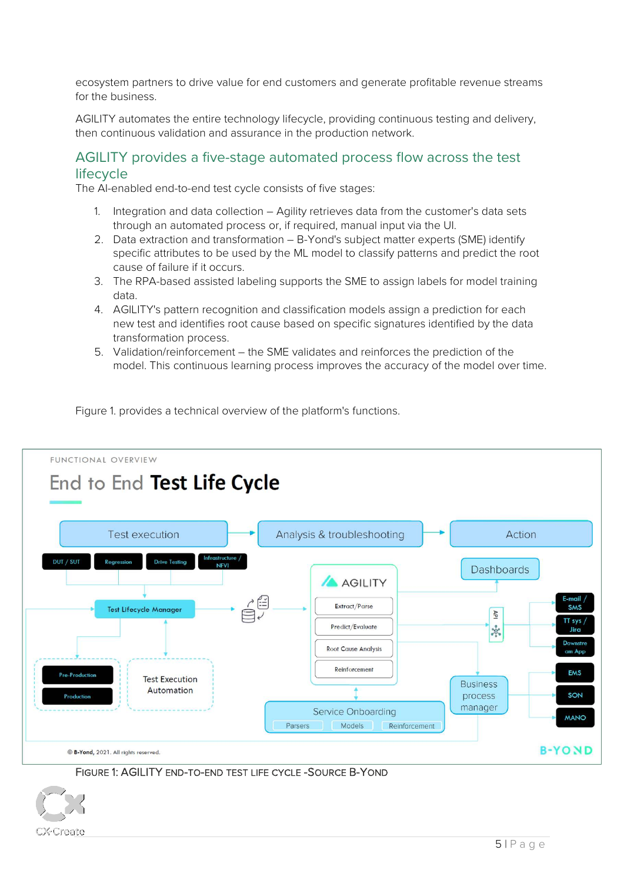ecosystem partners to drive value for end customers and generate profitable revenue streams for the business.

AGILITY automates the entire technology lifecycle, providing continuous testing and delivery, then continuous validation and assurance in the production network.

## AGILITY provides a five-stage automated process flow across the test lifecycle

The AI-enabled end-to-end test cycle consists of five stages:

1. Integration and data collection – Agility retrieves data from the customer's data sets through an automated process or, if required, manual input via the UI.
2. Data extraction and transformation – B-Yond's subject matter experts (SME) identify specific attributes to be used by the ML model to classify patterns and predict the root cause of failure if it occurs.
3. The RPA-based assisted labeling supports the SME to assign labels for model training data.
4. AGILITY's pattern recognition and classification models assign a prediction for each new test and identifies root cause based on specific signatures identified by the data transformation process.
5. Validation/reinforcement – the SME validates and reinforces the prediction of the model. This continuous learning process improves the accuracy of the model over time.

Figure 1. provides a technical overview of the platform's functions.

FIGURE 1: AGILITY END-TO-END TEST LIFE CYCLE -SOURCE B-YOND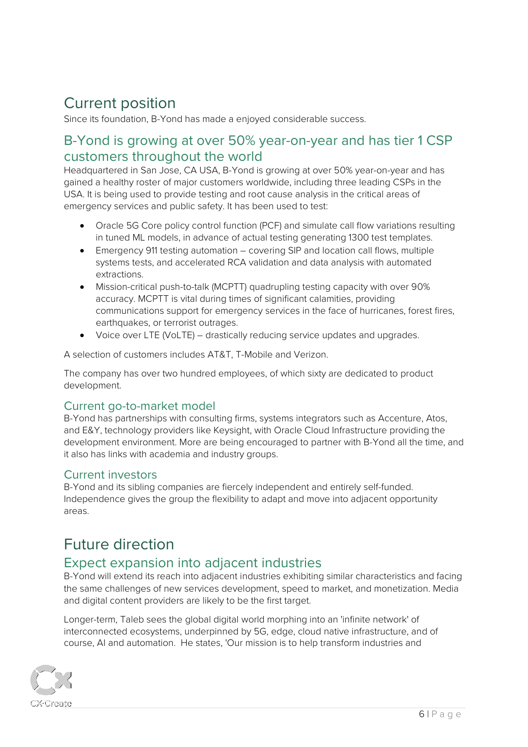# Current position

Since its foundation, B-Yond has made a enjoyed considerable success.

## B-Yond is growing at over 50% year-on-year and has tier 1 CSP customers throughout the world

Headquartered in San Jose, CA USA, B-Yond is growing at over 50% year-on-year and has gained a healthy roster of major customers worldwide, including three leading CSPs in the USA. It is being used to provide testing and root cause analysis in the critical areas of emergency services and public safety. It has been used to test:

- Oracle 5G Core policy control function (PCF) and simulate call flow variations resulting in tuned ML models, in advance of actual testing generating 1300 test templates.
- Emergency 911 testing automation – covering SIP and location call flows, multiple systems tests, and accelerated RCA validation and data analysis with automated extractions.
- Mission-critical push-to-talk (MCPTT) quadrupling testing capacity with over 90% accuracy. MCPTT is vital during times of significant calamities, providing communications support for emergency services in the face of hurricanes, forest fires, earthquakes, or terrorist outrages.
- Voice over LTE (VoLTE) – drastically reducing service updates and upgrades.

A selection of customers includes AT&T, T-Mobile and Verizon.

The company has over two hundred employees, of which sixty are dedicated to product development.

### Current go-to-market model

B-Yond has partnerships with consulting firms, systems integrators such as Accenture, Atos, and E&Y, technology providers like Keysight, with Oracle Cloud Infrastructure providing the development environment. More are being encouraged to partner with B-Yond all the time, and it also has links with academia and industry groups.

### Current investors

B-Yond and its sibling companies are fiercely independent and entirely self-funded. Independence gives the group the flexibility to adapt and move into adjacent opportunity areas.

# Future direction

## Expect expansion into adjacent industries

B-Yond will extend its reach into adjacent industries exhibiting similar characteristics and facing the same challenges of new services development, speed to market, and monetization. Media and digital content providers are likely to be the first target.

Longer-term, Taleb sees the global digital world morphing into an 'infinite network' of interconnected ecosystems, underpinned by 5G, edge, cloud native infrastructure, and of course, AI and automation. He states, 'Our mission is to help transform industries and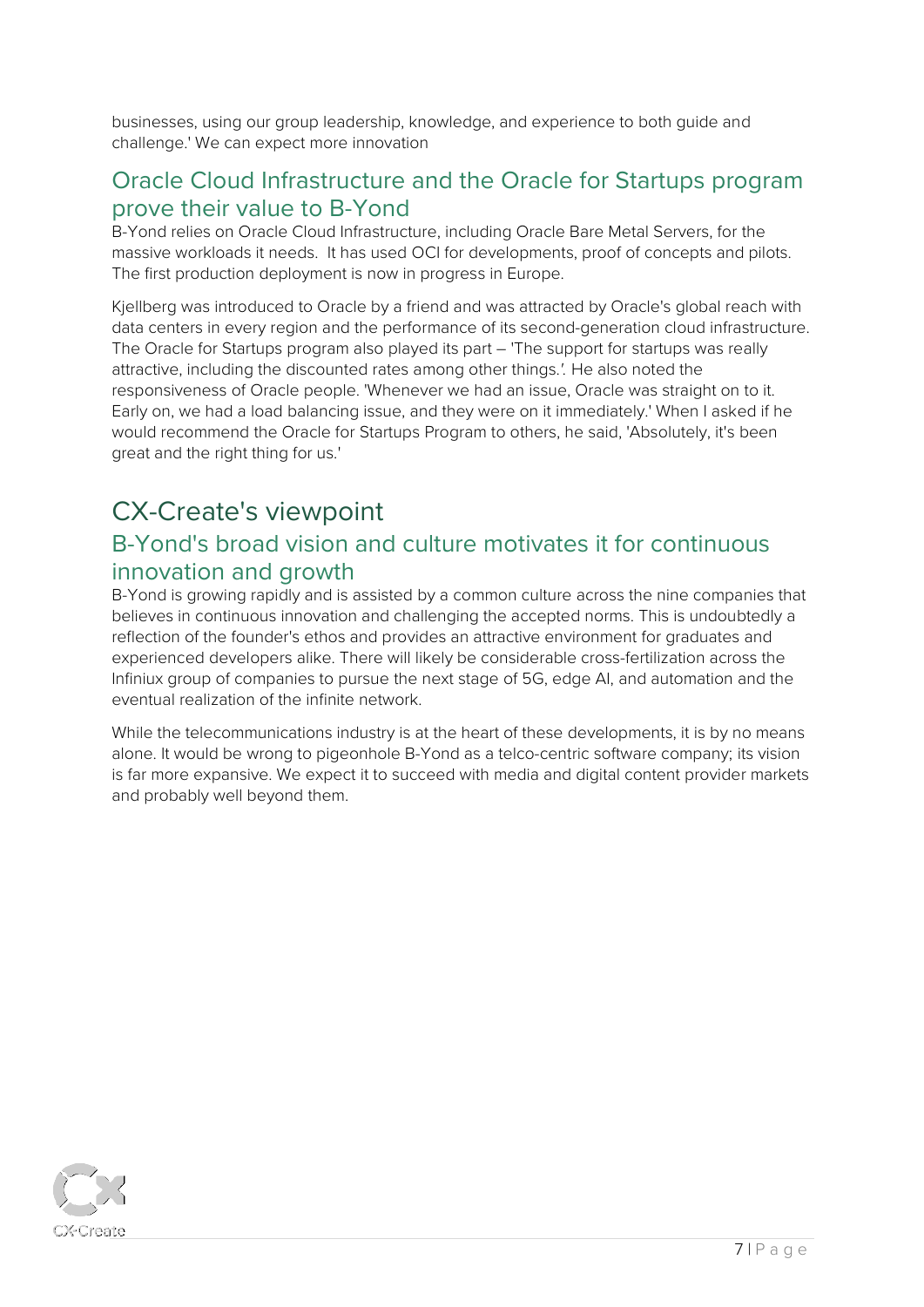businesses, using our group leadership, knowledge, and experience to both guide and challenge.' We can expect more innovation

## Oracle Cloud Infrastructure and the Oracle for Startups program prove their value to B-Yond

B-Yond relies on Oracle Cloud Infrastructure, including Oracle Bare Metal Servers, for the massive workloads it needs. It has used OCI for developments, proof of concepts and pilots. The first production deployment is now in progress in Europe.

Kjellberg was introduced to Oracle by a friend and was attracted by Oracle's global reach with data centers in every region and the performance of its second-generation cloud infrastructure. The Oracle for Startups program also played its part – 'The support for startups was really attractive, including the discounted rates among other things.'. He also noted the responsiveness of Oracle people. 'Whenever we had an issue, Oracle was straight on to it. Early on, we had a load balancing issue, and they were on it immediately.' When I asked if he would recommend the Oracle for Startups Program to others, he said, 'Absolutely, it's been great and the right thing for us.'

# CX-Create's viewpoint

## B-Yond's broad vision and culture motivates it for continuous innovation and growth

B-Yond is growing rapidly and is assisted by a common culture across the nine companies that believes in continuous innovation and challenging the accepted norms. This is undoubtedly a reflection of the founder's ethos and provides an attractive environment for graduates and experienced developers alike. There will likely be considerable cross-fertilization across the Infiniux group of companies to pursue the next stage of 5G, edge AI, and automation and the eventual realization of the infinite network.

While the telecommunications industry is at the heart of these developments, it is by no means alone. It would be wrong to pigeonhole B-Yond as a telco-centric software company; its vision is far more expansive. We expect it to succeed with media and digital content provider markets and probably well beyond them.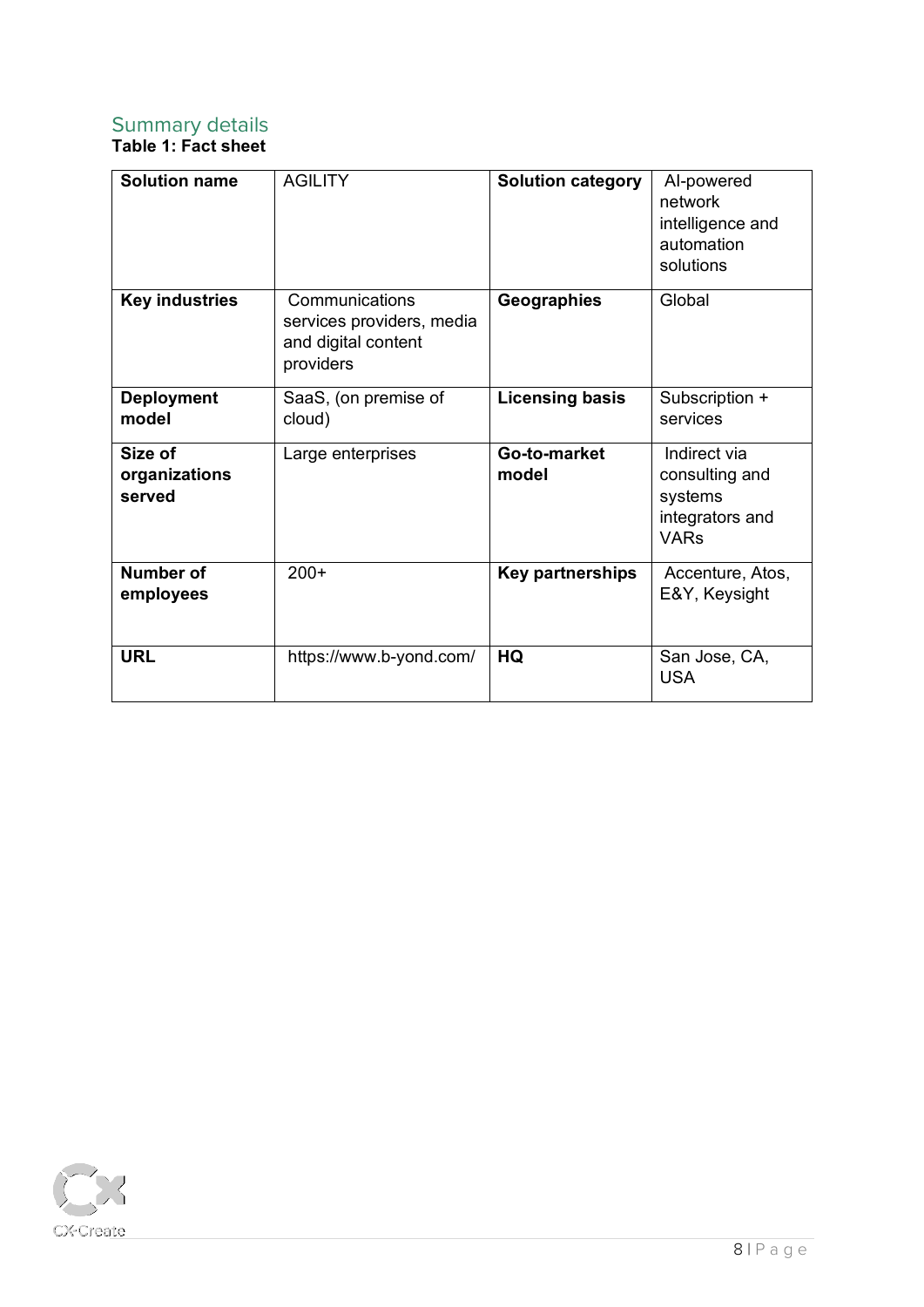## Summary details

**Table 1: Fact sheet**

| **Solution name** | AGILITY | **Solution category** | AI-powered network intelligence and automation solutions |
|---|---|---|---|
| **Key industries** | Communications services providers, media and digital content providers | **Geographies** | Global |
| **Deployment model** | SaaS, (on premise of cloud) | **Licensing basis** | Subscription + services |
| **Size of organizations served** | Large enterprises | **Go-to-market model** | Indirect via consulting and systems integrators and VARs |
| **Number of employees** | 200+ | **Key partnerships** | Accenture, Atos, E&Y, Keysight |
| **URL** | https://www.b-yond.com/ | **HQ** | San Jose, CA, USA |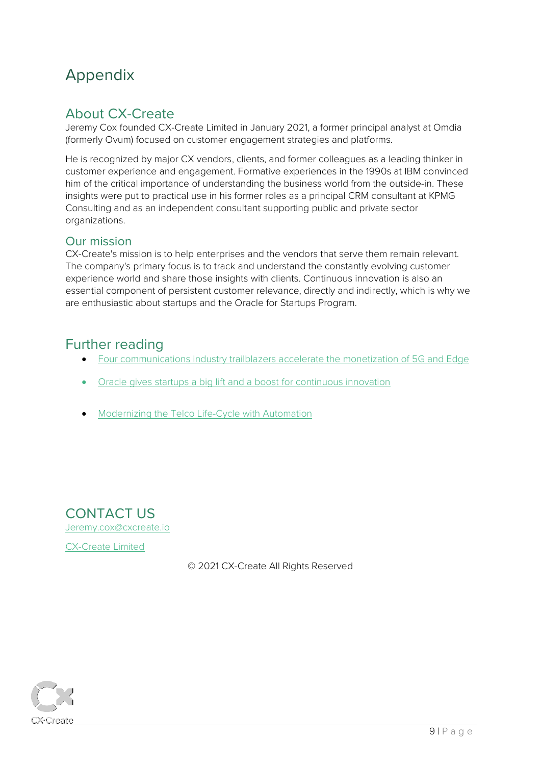# Appendix

## About CX-Create

Jeremy Cox founded CX-Create Limited in January 2021, a former principal analyst at Omdia (formerly Ovum) focused on customer engagement strategies and platforms.

He is recognized by major CX vendors, clients, and former colleagues as a leading thinker in customer experience and engagement. Formative experiences in the 1990s at IBM convinced him of the critical importance of understanding the business world from the outside-in. These insights were put to practical use in his former roles as a principal CRM consultant at KPMG Consulting and as an independent consultant supporting public and private sector organizations.

### Our mission

CX-Create's mission is to help enterprises and the vendors that serve them remain relevant. The company's primary focus is to track and understand the constantly evolving customer experience world and share those insights with clients. Continuous innovation is also an essential component of persistent customer relevance, directly and indirectly, which is why we are enthusiastic about startups and the Oracle for Startups Program.

## Further reading

- Four communications industry trailblazers accelerate the monetization of 5G and Edge
- Oracle gives startups a big lift and a boost for continuous innovation
- Modernizing the Telco Life-Cycle with Automation

## CONTACT US

Jeremy.cox@cxcreate.io

CX-Create Limited

© 2021 CX-Create All Rights Reserved